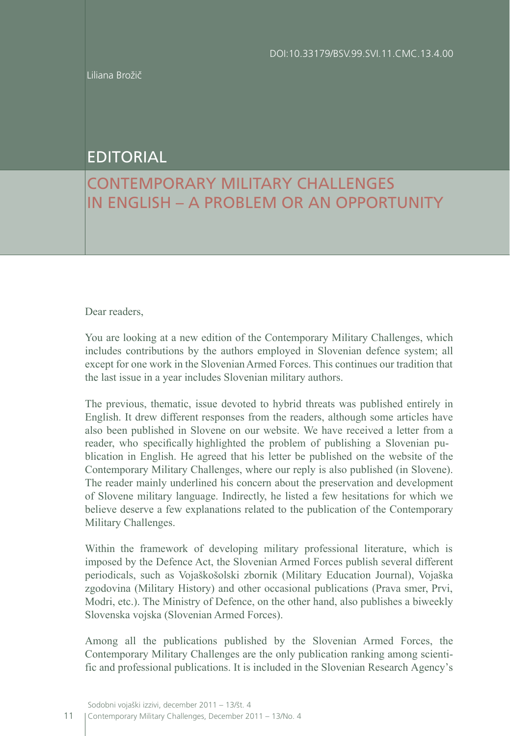DOI:10.33179/BSV.99.SVI.11.CMC.13.4.00

Liliana Brožič

# EDITORIAL

## CONTEMPORARY MILITARY CHALLENGES IN ENGLISH – A PROBLEM OR AN OPPORTUNITY

Dear readers,

You are looking at a new edition of the Contemporary Military Challenges, which includes contributions by the authors employed in Slovenian defence system; all except for one work in the Slovenian Armed Forces. This continues our tradition that the last issue in a year includes Slovenian military authors.

The previous, thematic, issue devoted to hybrid threats was published entirely in English. It drew different responses from the readers, although some articles have also been published in Slovene on our website. We have received a letter from a reader, who specifically highlighted the problem of publishing a Slovenian publication in English. He agreed that his letter be published on the website of the Contemporary Military Challenges, where our reply is also published (in Slovene). The reader mainly underlined his concern about the preservation and development of Slovene military language. Indirectly, he listed a few hesitations for which we believe deserve a few explanations related to the publication of the Contemporary Military Challenges.

Within the framework of developing military professional literature, which is imposed by the Defence Act, the Slovenian Armed Forces publish several different periodicals, such as Vojaškošolski zbornik (Military Education Journal), Vojaška zgodovina (Military History) and other occasional publications (Prava smer, Prvi, Modri, etc.). The Ministry of Defence, on the other hand, also publishes a biweekly Slovenska vojska (Slovenian Armed Forces).

Among all the publications published by the Slovenian Armed Forces, the Contemporary Military Challenges are the only publication ranking among scientific and professional publications. It is included in the Slovenian Research Agency's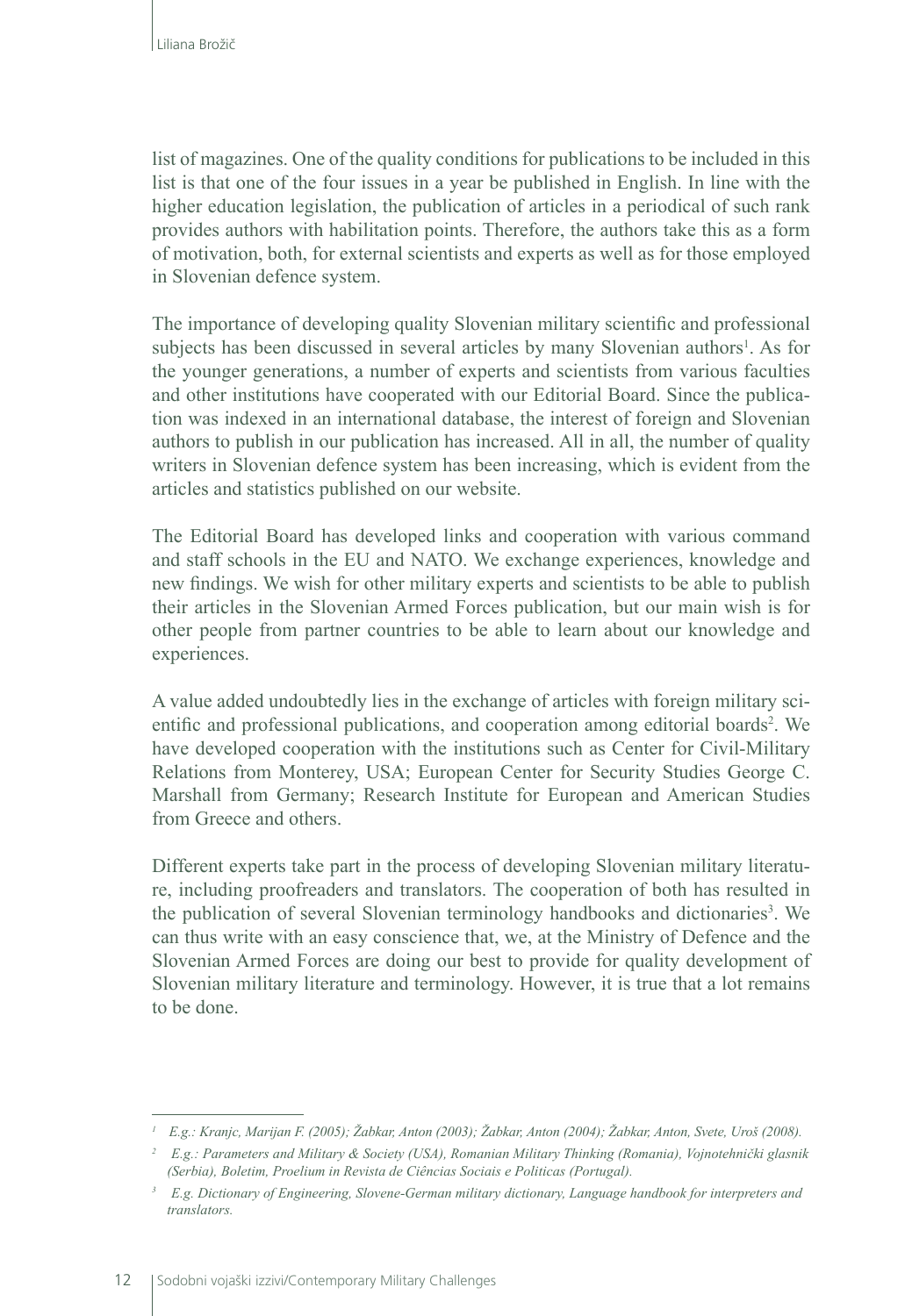list of magazines. One of the quality conditions for publications to be included in this list is that one of the four issues in a year be published in English. In line with the higher education legislation, the publication of articles in a periodical of such rank provides authors with habilitation points. Therefore, the authors take this as a form of motivation, both, for external scientists and experts as well as for those employed in Slovenian defence system.

The importance of developing quality Slovenian military scientific and professional subjects has been discussed in several articles by many Slovenian authors[1]. As for the younger generations, a number of experts and scientists from various faculties and other institutions have cooperated with our Editorial Board. Since the publication was indexed in an international database, the interest of foreign and Slovenian authors to publish in our publication has increased. All in all, the number of quality writers in Slovenian defence system has been increasing, which is evident from the articles and statistics published on our website.

The Editorial Board has developed links and cooperation with various command and staff schools in the EU and NATO. We exchange experiences, knowledge and new findings. We wish for other military experts and scientists to be able to publish their articles in the Slovenian Armed Forces publication, but our main wish is for other people from partner countries to be able to learn about our knowledge and experiences.

A value added undoubtedly lies in the exchange of articles with foreign military scientific and professional publications, and cooperation among editorial boards[2]. We have developed cooperation with the institutions such as Center for Civil-Military Relations from Monterey, USA; European Center for Security Studies George C. Marshall from Germany; Research Institute for European and American Studies from Greece and others.

Different experts take part in the process of developing Slovenian military literature, including proofreaders and translators. The cooperation of both has resulted in the publication of several Slovenian terminology handbooks and dictionaries[3]. We can thus write with an easy conscience that, we, at the Ministry of Defence and the Slovenian Armed Forces are doing our best to provide for quality development of Slovenian military literature and terminology. However, it is true that a lot remains to be done.

---

[1] *E.g.: Kranjc, Marijan F. (2005); Žabkar, Anton (2003); Žabkar, Anton (2004); Žabkar, Anton, Svete, Uroš (2008).*

[2] *E.g.: Parameters and Military & Society (USA), Romanian Military Thinking (Romania), Vojnotehnički glasnik (Serbia), Boletim, Proelium in Revista de Ciências Sociais e Politicas (Portugal).*

[3] *E.g. Dictionary of Engineering, Slovene-German military dictionary, Language handbook for interpreters and translators.*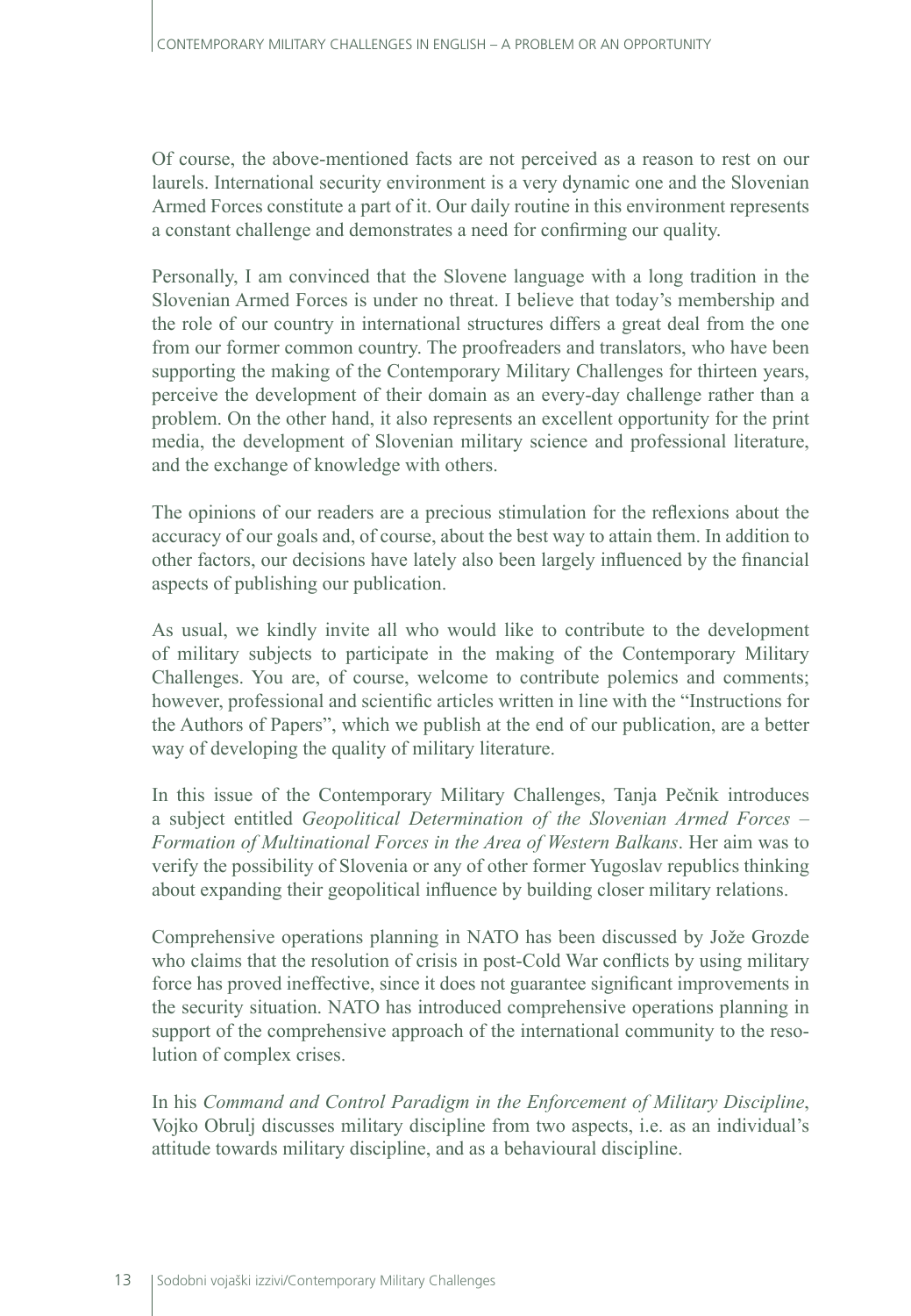Of course, the above-mentioned facts are not perceived as a reason to rest on our laurels. International security environment is a very dynamic one and the Slovenian Armed Forces constitute a part of it. Our daily routine in this environment represents a constant challenge and demonstrates a need for confirming our quality.

Personally, I am convinced that the Slovene language with a long tradition in the Slovenian Armed Forces is under no threat. I believe that today's membership and the role of our country in international structures differs a great deal from the one from our former common country. The proofreaders and translators, who have been supporting the making of the Contemporary Military Challenges for thirteen years, perceive the development of their domain as an every-day challenge rather than a problem. On the other hand, it also represents an excellent opportunity for the print media, the development of Slovenian military science and professional literature, and the exchange of knowledge with others.

The opinions of our readers are a precious stimulation for the reflexions about the accuracy of our goals and, of course, about the best way to attain them. In addition to other factors, our decisions have lately also been largely influenced by the financial aspects of publishing our publication.

As usual, we kindly invite all who would like to contribute to the development of military subjects to participate in the making of the Contemporary Military Challenges. You are, of course, welcome to contribute polemics and comments; however, professional and scientific articles written in line with the "Instructions for the Authors of Papers", which we publish at the end of our publication, are a better way of developing the quality of military literature.

In this issue of the Contemporary Military Challenges, Tanja Pečnik introduces a subject entitled *Geopolitical Determination of the Slovenian Armed Forces – Formation of Multinational Forces in the Area of Western Balkans*. Her aim was to verify the possibility of Slovenia or any of other former Yugoslav republics thinking about expanding their geopolitical influence by building closer military relations.

Comprehensive operations planning in NATO has been discussed by Jože Grozde who claims that the resolution of crisis in post-Cold War conflicts by using military force has proved ineffective, since it does not guarantee significant improvements in the security situation. NATO has introduced comprehensive operations planning in support of the comprehensive approach of the international community to the resolution of complex crises.

In his *Command and Control Paradigm in the Enforcement of Military Discipline*, Vojko Obrulj discusses military discipline from two aspects, i.e. as an individual's attitude towards military discipline, and as a behavioural discipline.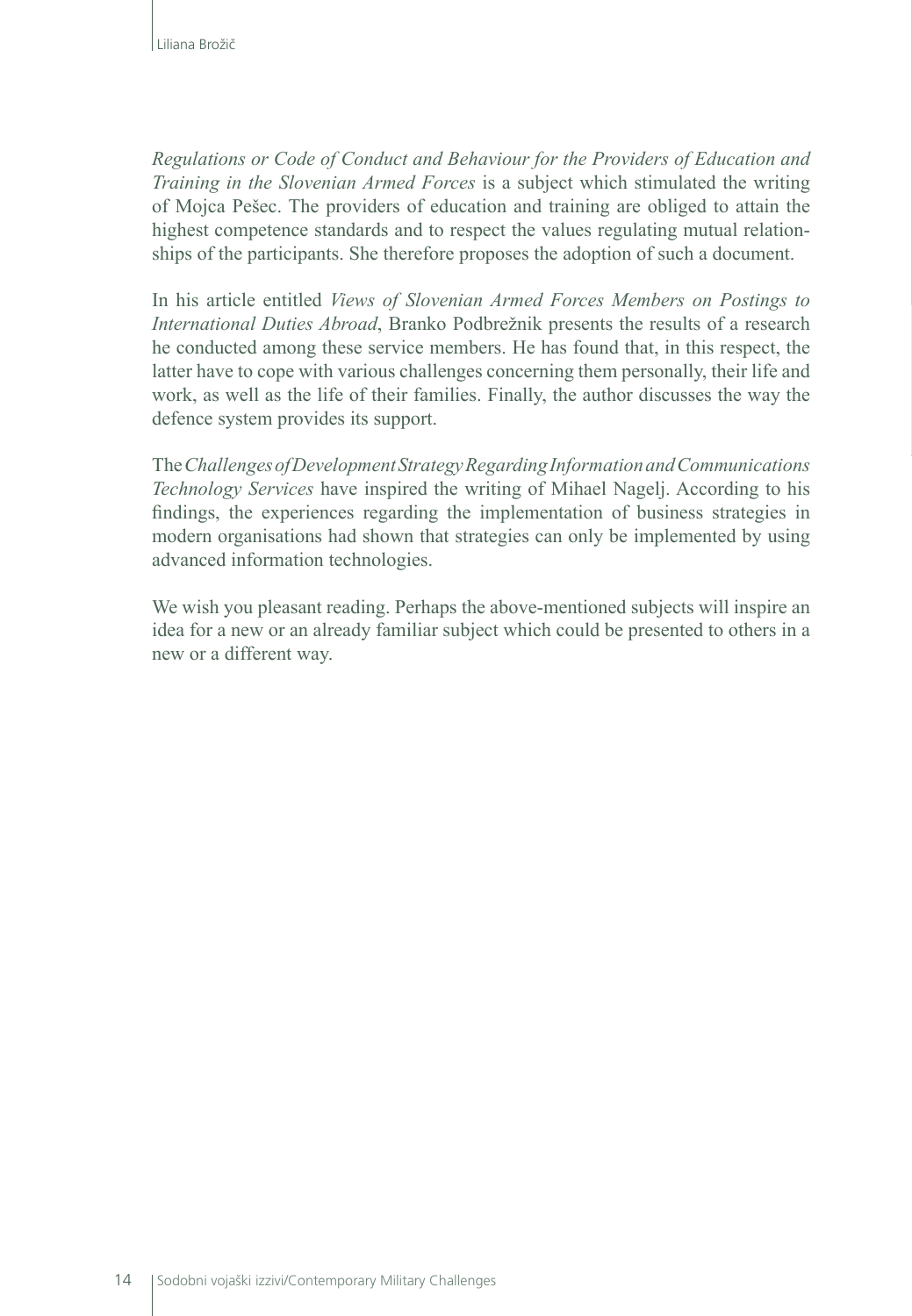*Regulations or Code of Conduct and Behaviour for the Providers of Education and Training in the Slovenian Armed Forces* is a subject which stimulated the writing of Mojca Pešec. The providers of education and training are obliged to attain the highest competence standards and to respect the values regulating mutual relationships of the participants. She therefore proposes the adoption of such a document.

In his article entitled *Views of Slovenian Armed Forces Members on Postings to International Duties Abroad*, Branko Podbrežnik presents the results of a research he conducted among these service members. He has found that, in this respect, the latter have to cope with various challenges concerning them personally, their life and work, as well as the life of their families. Finally, the author discusses the way the defence system provides its support.

The *Challenges of Development Strategy Regarding Information and Communications Technology Services* have inspired the writing of Mihael Nagelj. According to his findings, the experiences regarding the implementation of business strategies in modern organisations had shown that strategies can only be implemented by using advanced information technologies.

We wish you pleasant reading. Perhaps the above-mentioned subjects will inspire an idea for a new or an already familiar subject which could be presented to others in a new or a different way.